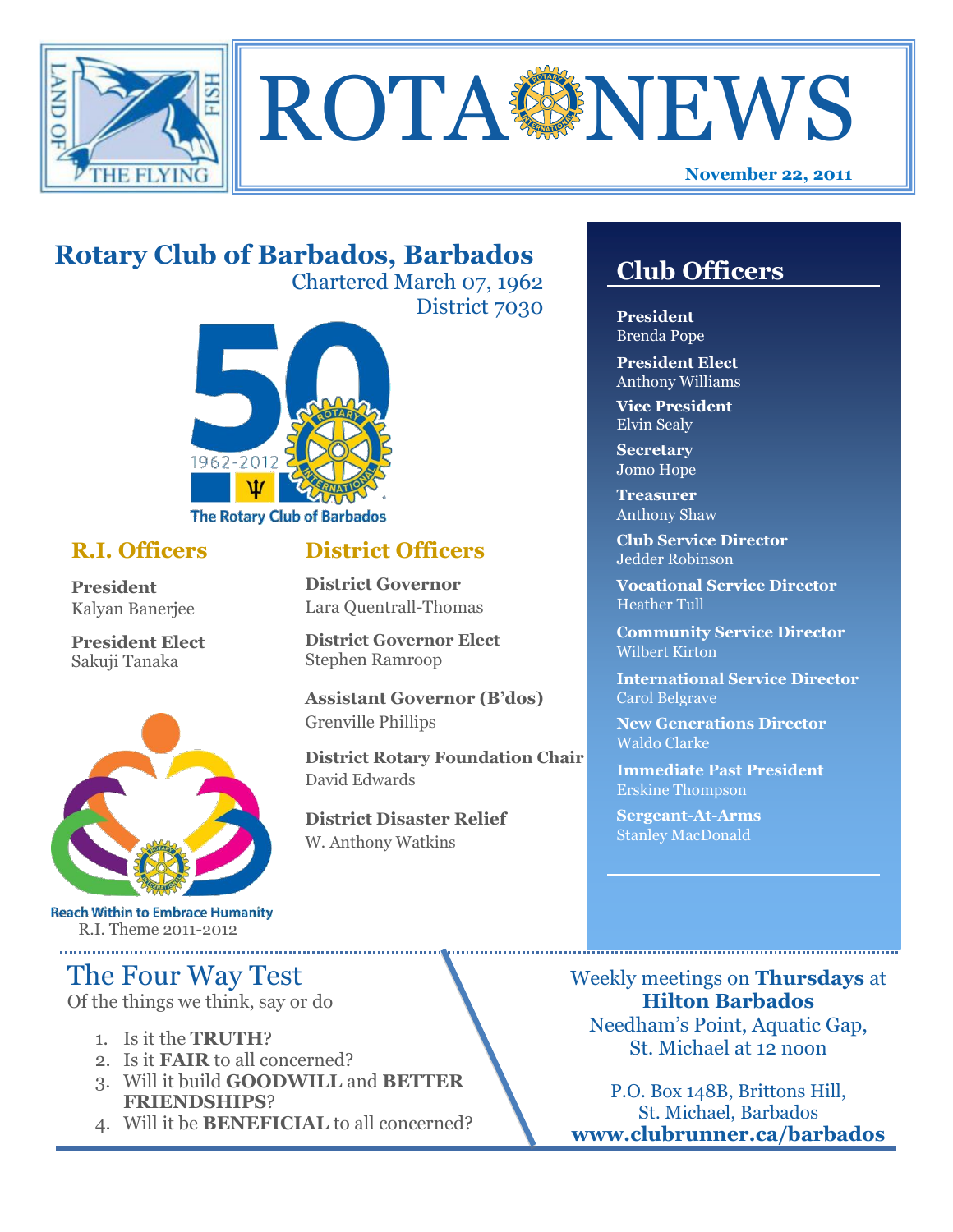# ROTA NEWS

**November 22, 2011**

## Rotary Club of Barbados, Barbados

Chartered March 07, 1962
District 7030

The Rotary Club of Barbados

### R.I. Officers

**President**
Kalyan Banerjee

**President Elect**
Sakuji Tanaka

Reach Within to Embrace Humanity
R.I. Theme 2011-2012

### District Officers

**District Governor**
Lara Quentrall-Thomas

**District Governor Elect**
Stephen Ramroop

**Assistant Governor (B'dos)**
Grenville Phillips

**District Rotary Foundation Chair**
David Edwards

**District Disaster Relief**
W. Anthony Watkins

## Club Officers

**President**
Brenda Pope

**President Elect**
Anthony Williams

**Vice President**
Elvin Sealy

**Secretary**
Jomo Hope

**Treasurer**
Anthony Shaw

**Club Service Director**
Jedder Robinson

**Vocational Service Director**
Heather Tull

**Community Service Director**
Wilbert Kirton

**International Service Director**
Carol Belgrave

**New Generations Director**
Waldo Clarke

**Immediate Past President**
Erskine Thompson

**Sergeant-At-Arms**
Stanley MacDonald

## The Four Way Test

Of the things we think, say or do

1. Is it the **TRUTH**?
2. Is it **FAIR** to all concerned?
3. Will it build **GOODWILL** and **BETTER FRIENDSHIPS**?
4. Will it be **BENEFICIAL** to all concerned?

Weekly meetings on **Thursdays** at **Hilton Barbados**
Needham's Point, Aquatic Gap,
St. Michael at 12 noon

P.O. Box 148B, Brittons Hill,
St. Michael, Barbados
**www.clubrunner.ca/barbados**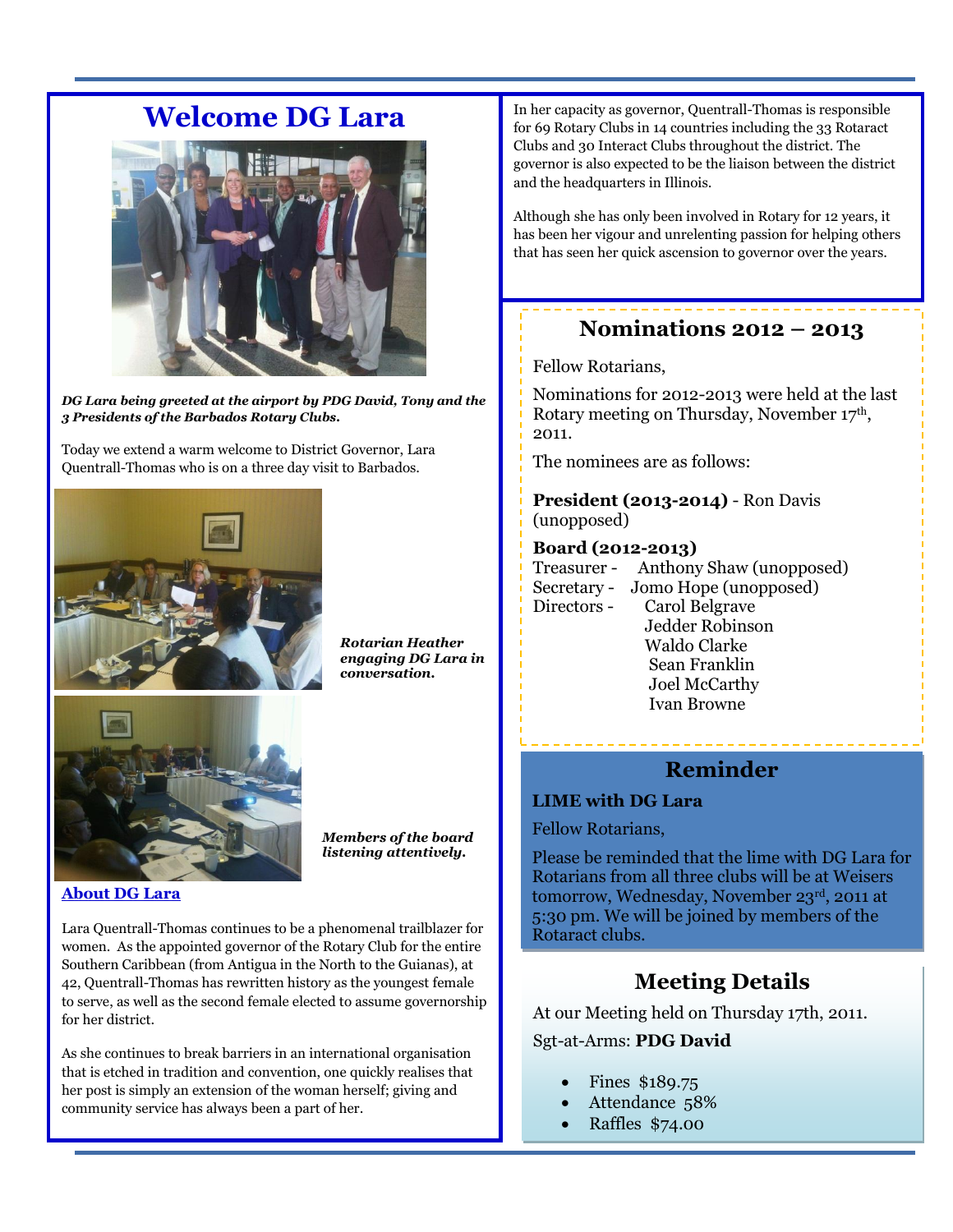# Welcome DG Lara

*DG Lara being greeted at the airport by PDG David, Tony and the 3 Presidents of the Barbados Rotary Clubs.*

Today we extend a warm welcome to District Governor, Lara Quentrall-Thomas who is on a three day visit to Barbados.

*Rotarian Heather engaging DG Lara in conversation.*

*Members of the board listening attentively.*

### About DG Lara

Lara Quentrall-Thomas continues to be a phenomenal trailblazer for women. As the appointed governor of the Rotary Club for the entire Southern Caribbean (from Antigua in the North to the Guianas), at 42, Quentrall-Thomas has rewritten history as the youngest female to serve, as well as the second female elected to assume governorship for her district.

As she continues to break barriers in an international organisation that is etched in tradition and convention, one quickly realises that her post is simply an extension of the woman herself; giving and community service has always been a part of her.

In her capacity as governor, Quentrall-Thomas is responsible for 69 Rotary Clubs in 14 countries including the 33 Rotaract Clubs and 30 Interact Clubs throughout the district. The governor is also expected to be the liaison between the district and the headquarters in Illinois.

Although she has only been involved in Rotary for 12 years, it has been her vigour and unrelenting passion for helping others that has seen her quick ascension to governor over the years.

## Nominations 2012 – 2013

Fellow Rotarians,

Nominations for 2012-2013 were held at the last Rotary meeting on Thursday, November 17th, 2011.

The nominees are as follows:

**President (2013-2014)** - Ron Davis (unopposed)

**Board (2012-2013)**

Treasurer - Anthony Shaw (unopposed)
Secretary - Jomo Hope (unopposed)
Directors - Carol Belgrave
Jedder Robinson
Waldo Clarke
Sean Franklin
Joel McCarthy
Ivan Browne

## Reminder

**LIME with DG Lara**

Fellow Rotarians,

Please be reminded that the lime with DG Lara for Rotarians from all three clubs will be at Weisers tomorrow, Wednesday, November 23rd, 2011 at 5:30 pm. We will be joined by members of the Rotaract clubs.

## Meeting Details

At our Meeting held on Thursday 17th, 2011.

Sgt-at-Arms: **PDG David**

- Fines $189.75
- Attendance 58%
- Raffles $74.00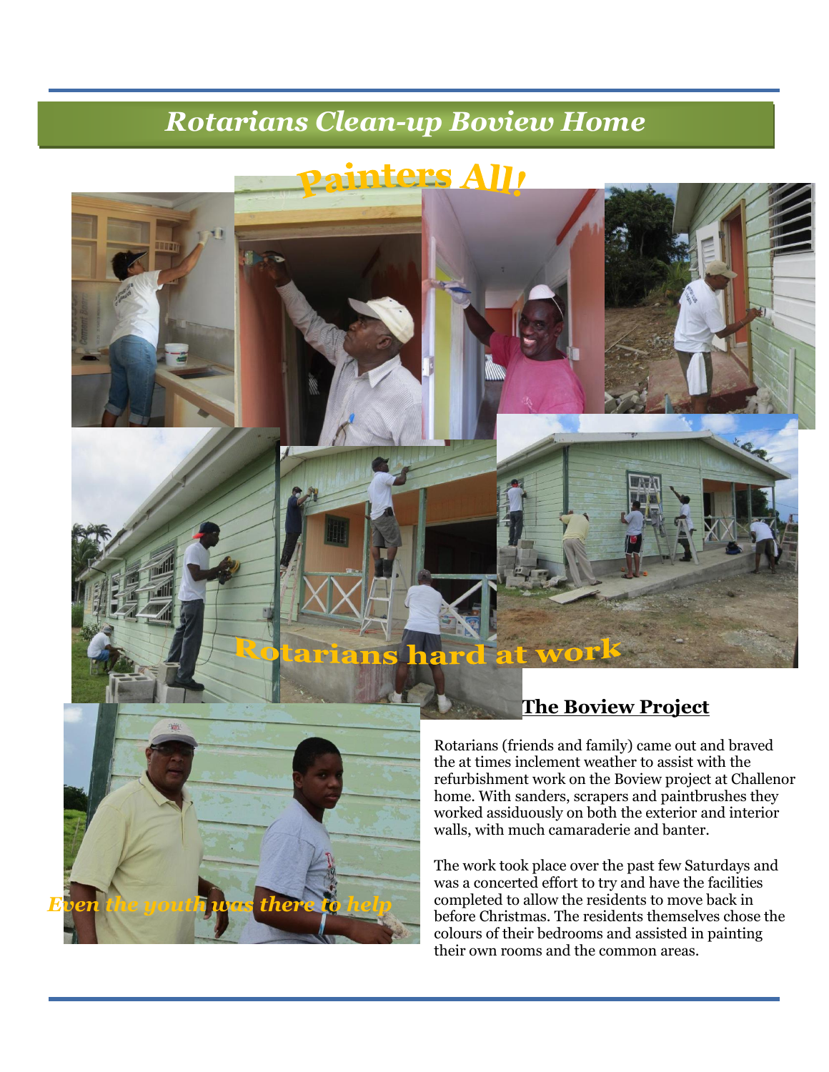## *Rotarians Clean-up Boview Home*

**Painters All!**

**Rotarians hard at work**

*Even the youth was there to help*

### The Boview Project

Rotarians (friends and family) came out and braved the at times inclement weather to assist with the refurbishment work on the Boview project at Challenor home. With sanders, scrapers and paintbrushes they worked assiduously on both the exterior and interior walls, with much camaraderie and banter.

The work took place over the past few Saturdays and was a concerted effort to try and have the facilities completed to allow the residents to move back in before Christmas. The residents themselves chose the colours of their bedrooms and assisted in painting their own rooms and the common areas.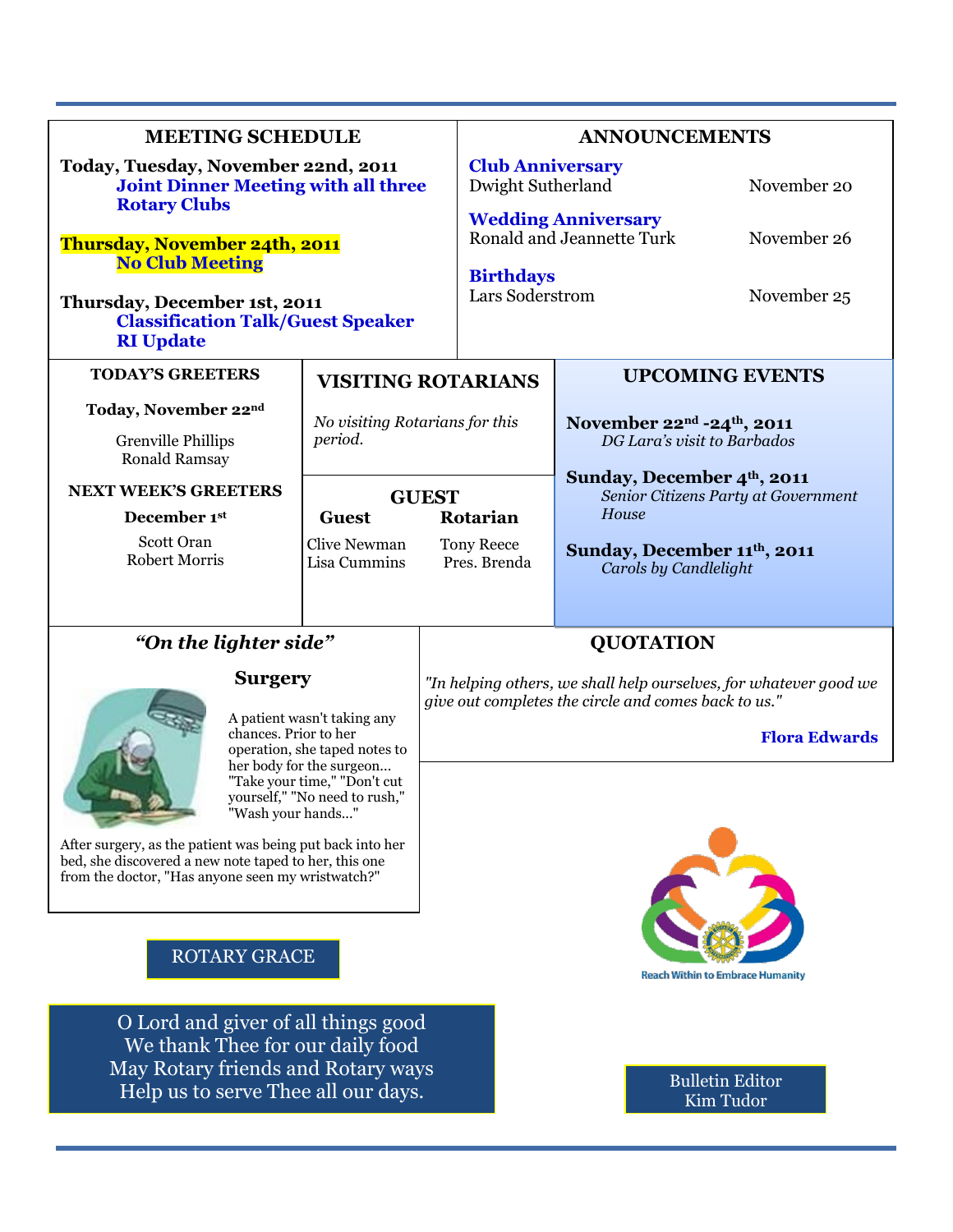## MEETING SCHEDULE

**Today, Tuesday, November 22nd, 2011**
**Joint Dinner Meeting with all three Rotary Clubs**

**Thursday, November 24th, 2011**
**No Club Meeting**

**Thursday, December 1st, 2011**
**Classification Talk/Guest Speaker**
**RI Update**

## ANNOUNCEMENTS

**Club Anniversary**

| | |
|---|---|
| Dwight Sutherland | November 20 |

**Wedding Anniversary**

| | |
|---|---|
| Ronald and Jeannette Turk | November 26 |

**Birthdays**

| | |
|---|---|
| Lars Soderstrom | November 25 |

## TODAY'S GREETERS

**Today, November 22nd**

Grenville Phillips
Ronald Ramsay

## NEXT WEEK'S GREETERS

**December 1st**

Scott Oran
Robert Morris

## VISITING ROTARIANS

*No visiting Rotarians for this period.*

## GUEST

| Guest | Rotarian |
|---|---|
| Clive Newman | Tony Reece |
| Lisa Cummins | Pres. Brenda |

## UPCOMING EVENTS

**November 22nd -24th, 2011**
*DG Lara's visit to Barbados*

**Sunday, December 4th, 2011**
*Senior Citizens Party at Government House*

**Sunday, December 11th, 2011**
*Carols by Candlelight*

## *"On the lighter side"*

### Surgery

A patient wasn't taking any chances. Prior to her operation, she taped notes to her body for the surgeon... "Take your time," "Don't cut yourself," "No need to rush," "Wash your hands..."

After surgery, as the patient was being put back into her bed, she discovered a new note taped to her, this one from the doctor, "Has anyone seen my wristwatch?"

## QUOTATION

*"In helping others, we shall help ourselves, for whatever good we give out completes the circle and comes back to us."*

**Flora Edwards**

Reach Within to Embrace Humanity

## ROTARY GRACE

O Lord and giver of all things good
We thank Thee for our daily food
May Rotary friends and Rotary ways
Help us to serve Thee all our days.

Bulletin Editor
Kim Tudor